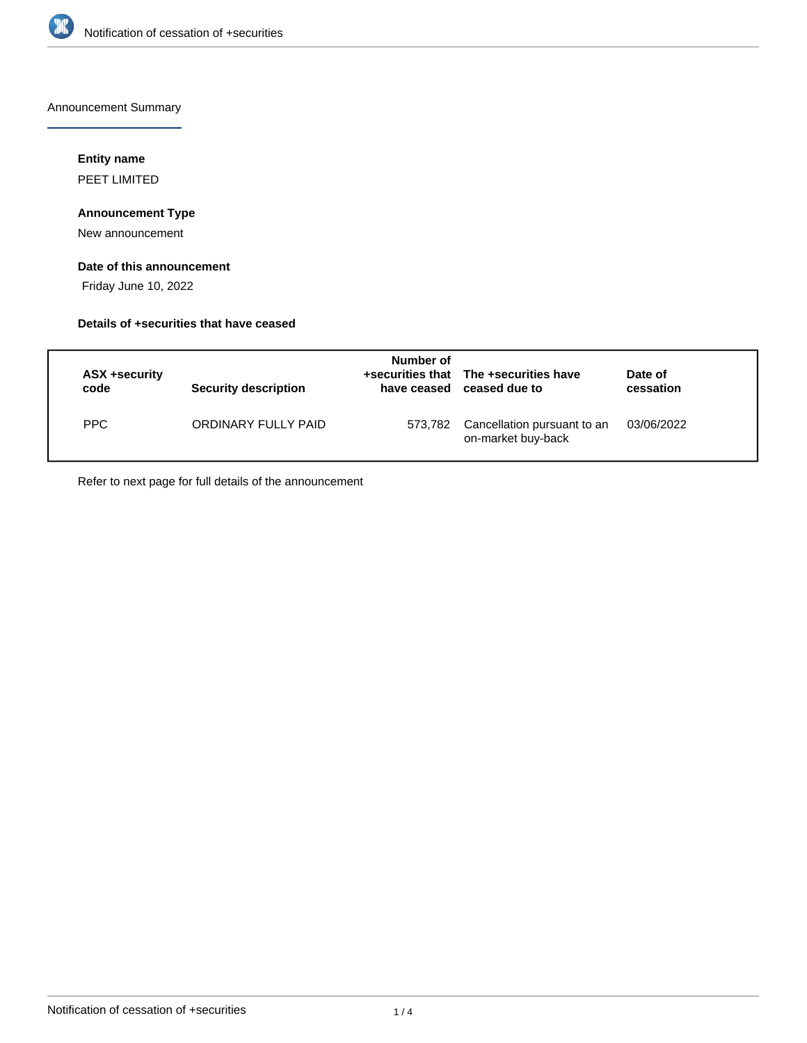Announcement Summary

**Entity name**

PEET LIMITED

**Announcement Type**

New announcement

**Date of this announcement**

Friday June 10, 2022

**Details of +securities that have ceased**

| ASX +security code | Security description | Number of +securities that have ceased | The +securities have ceased due to | Date of cessation |
|---|---|---|---|---|
| PPC | ORDINARY FULLY PAID | 573,782 | Cancellation pursuant to an on-market buy-back | 03/06/2022 |

Refer to next page for full details of the announcement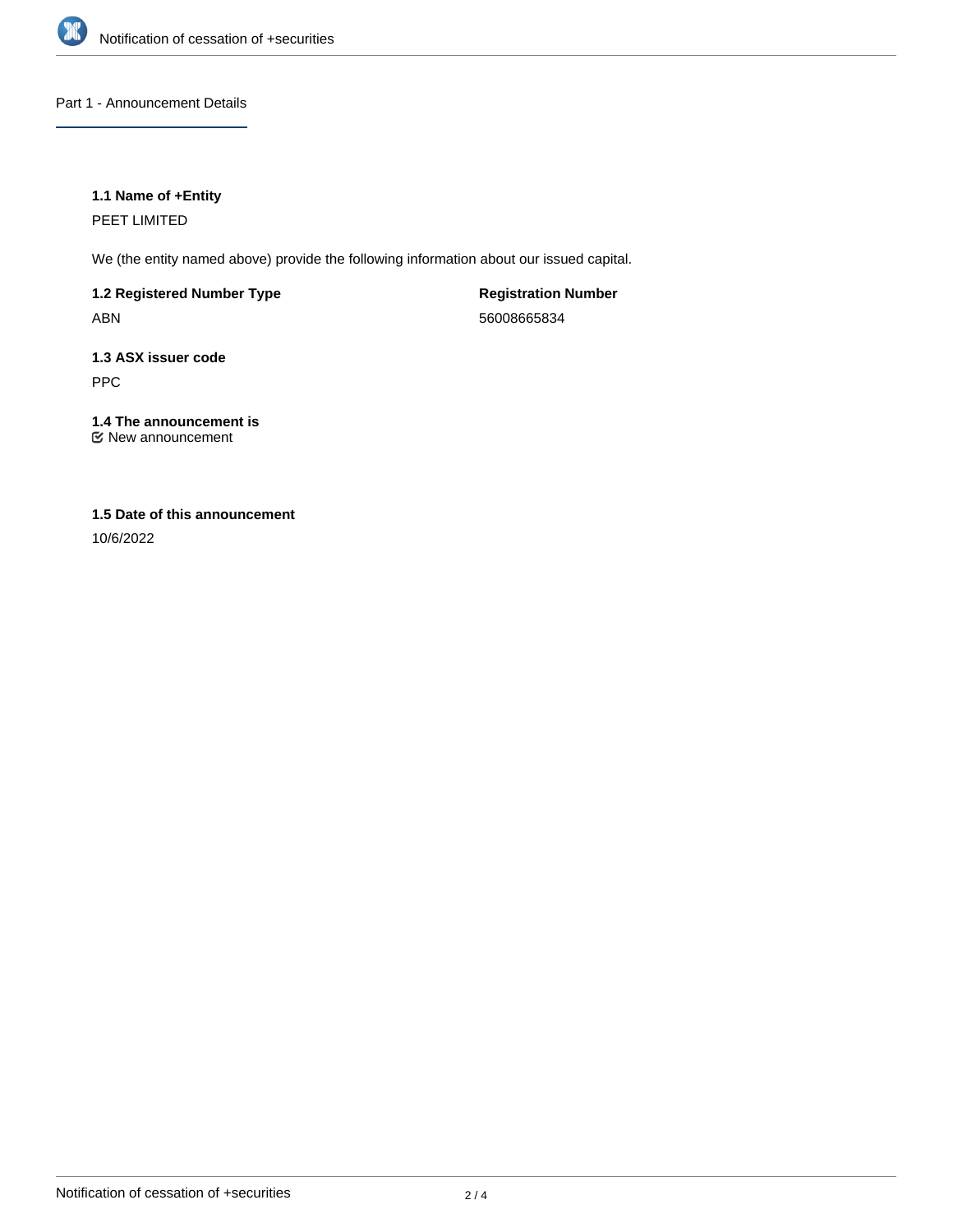## Part 1 - Announcement Details

### 1.1 Name of +Entity

PEET LIMITED

We (the entity named above) provide the following information about our issued capital.

**1.2 Registered Number Type**

ABN

**Registration Number**

56008665834

### 1.3 ASX issuer code

PPC

### 1.4 The announcement is

☑ New announcement

### 1.5 Date of this announcement

10/6/2022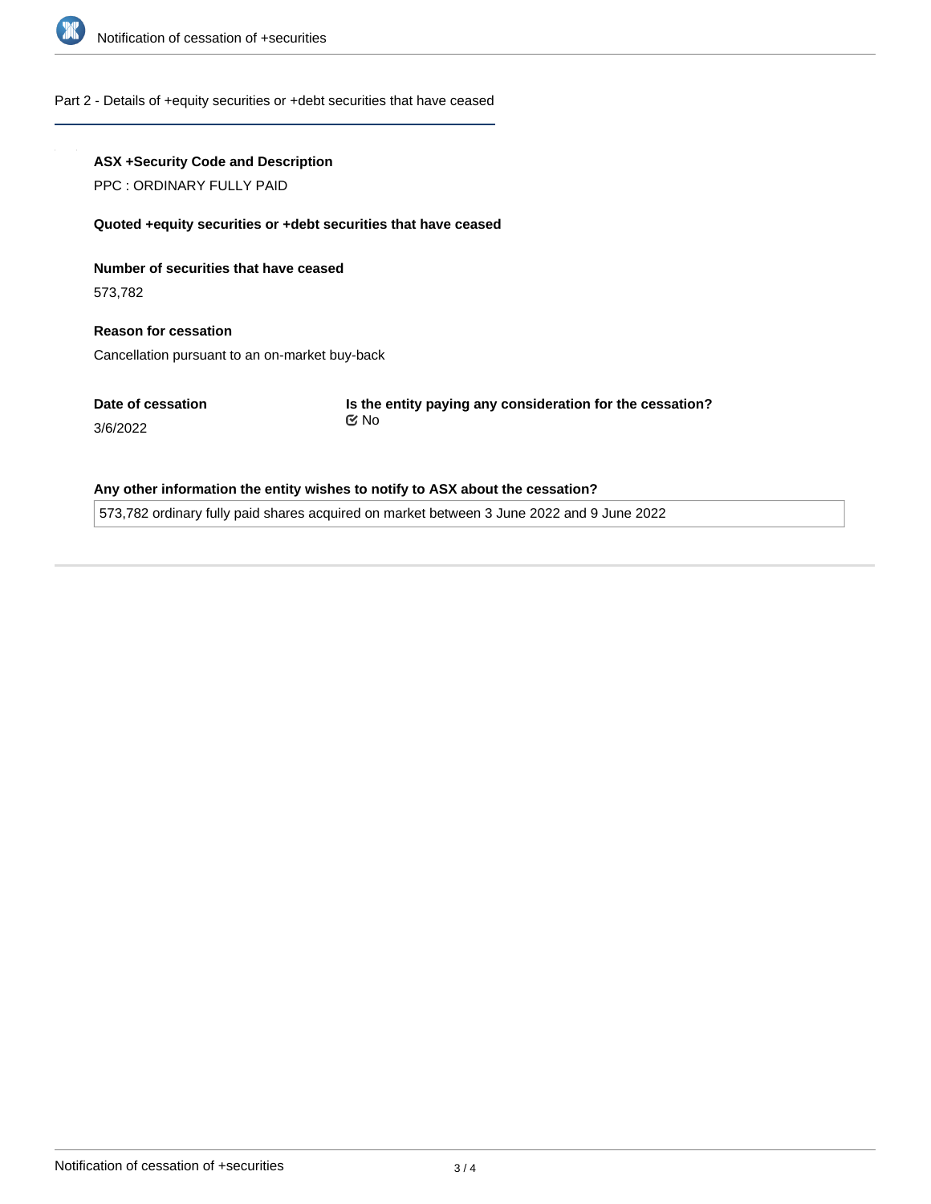Part 2 - Details of +equity securities or +debt securities that have ceased

**ASX +Security Code and Description**

PPC : ORDINARY FULLY PAID

**Quoted +equity securities or +debt securities that have ceased**

**Number of securities that have ceased**

573,782

**Reason for cessation**

Cancellation pursuant to an on-market buy-back

**Date of cessation**

3/6/2022

**Is the entity paying any consideration for the cessation?**

☑ No

**Any other information the entity wishes to notify to ASX about the cessation?**

573,782 ordinary fully paid shares acquired on market between 3 June 2022 and 9 June 2022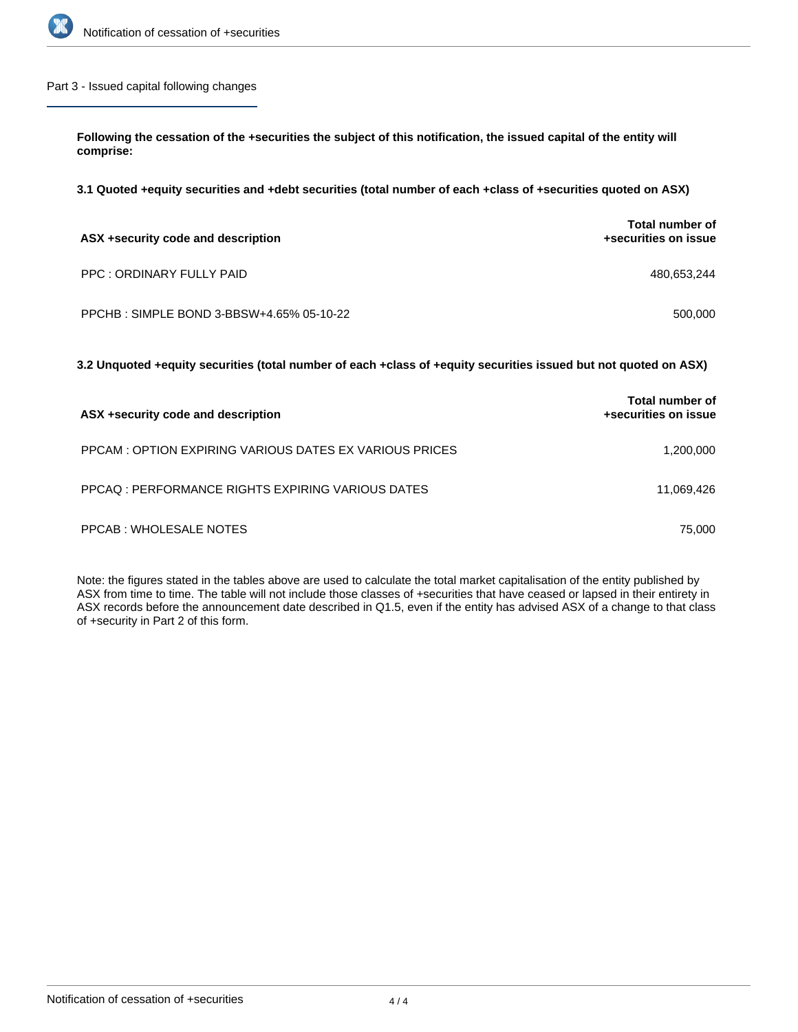## Part 3 - Issued capital following changes

**Following the cessation of the +securities the subject of this notification, the issued capital of the entity will comprise:**

**3.1 Quoted +equity securities and +debt securities (total number of each +class of +securities quoted on ASX)**

| ASX +security code and description | Total number of +securities on issue |
|---|---|
| PPC : ORDINARY FULLY PAID | 480,653,244 |
| PPCHB : SIMPLE BOND 3-BBSW+4.65% 05-10-22 | 500,000 |

**3.2 Unquoted +equity securities (total number of each +class of +equity securities issued but not quoted on ASX)**

| ASX +security code and description | Total number of +securities on issue |
|---|---|
| PPCAM : OPTION EXPIRING VARIOUS DATES EX VARIOUS PRICES | 1,200,000 |
| PPCAQ : PERFORMANCE RIGHTS EXPIRING VARIOUS DATES | 11,069,426 |
| PPCAB : WHOLESALE NOTES | 75,000 |

Note: the figures stated in the tables above are used to calculate the total market capitalisation of the entity published by ASX from time to time. The table will not include those classes of +securities that have ceased or lapsed in their entirety in ASX records before the announcement date described in Q1.5, even if the entity has advised ASX of a change to that class of +security in Part 2 of this form.